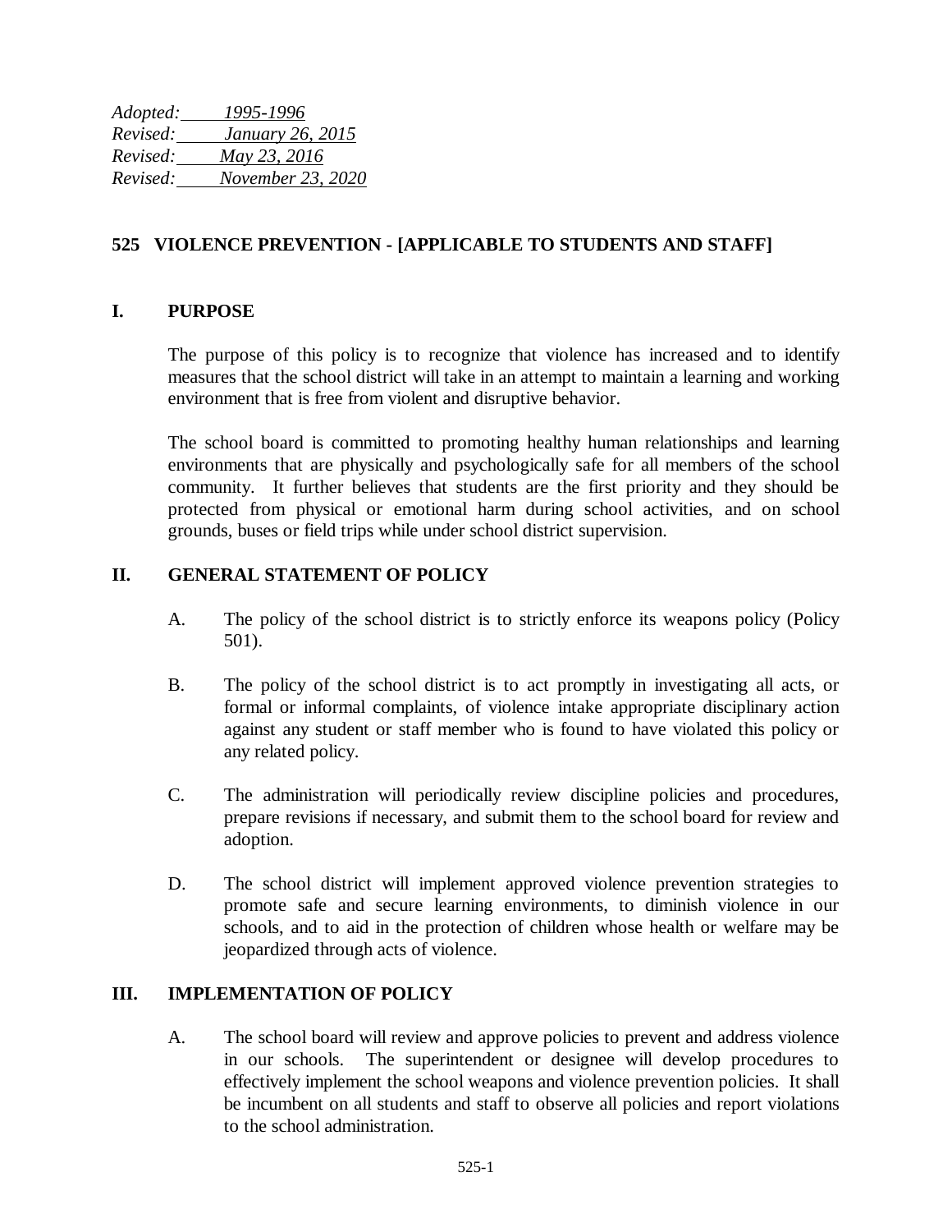*Adopted: 1995-1996*
*Revised: January 26, 2015*
*Revised: May 23, 2016*
*Revised: November 23, 2020*

## 525 VIOLENCE PREVENTION - [APPLICABLE TO STUDENTS AND STAFF]

### I. PURPOSE

The purpose of this policy is to recognize that violence has increased and to identify measures that the school district will take in an attempt to maintain a learning and working environment that is free from violent and disruptive behavior.

The school board is committed to promoting healthy human relationships and learning environments that are physically and psychologically safe for all members of the school community. It further believes that students are the first priority and they should be protected from physical or emotional harm during school activities, and on school grounds, buses or field trips while under school district supervision.

### II. GENERAL STATEMENT OF POLICY

A. The policy of the school district is to strictly enforce its weapons policy (Policy 501).

B. The policy of the school district is to act promptly in investigating all acts, or formal or informal complaints, of violence intake appropriate disciplinary action against any student or staff member who is found to have violated this policy or any related policy.

C. The administration will periodically review discipline policies and procedures, prepare revisions if necessary, and submit them to the school board for review and adoption.

D. The school district will implement approved violence prevention strategies to promote safe and secure learning environments, to diminish violence in our schools, and to aid in the protection of children whose health or welfare may be jeopardized through acts of violence.

### III. IMPLEMENTATION OF POLICY

A. The school board will review and approve policies to prevent and address violence in our schools. The superintendent or designee will develop procedures to effectively implement the school weapons and violence prevention policies. It shall be incumbent on all students and staff to observe all policies and report violations to the school administration.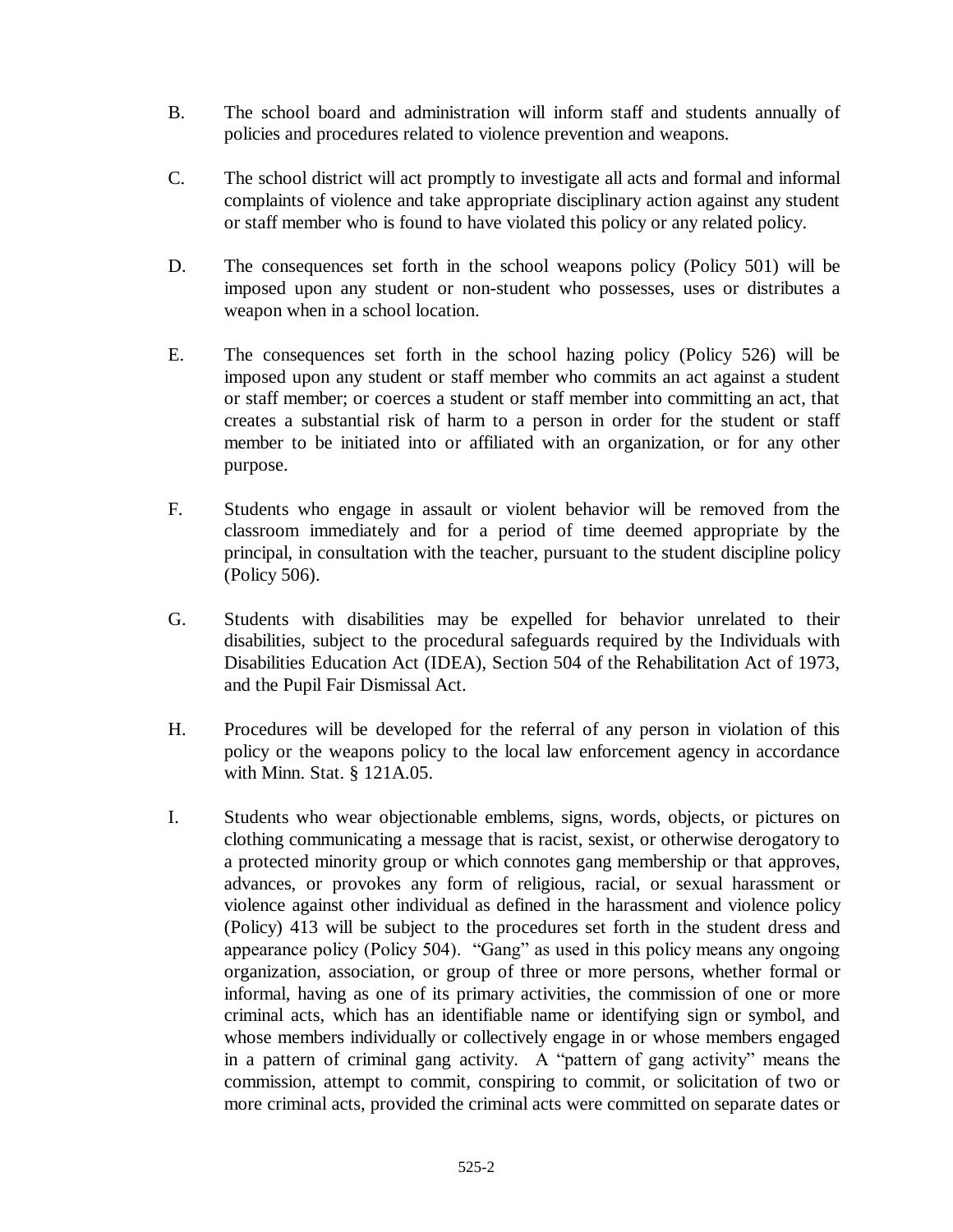B. The school board and administration will inform staff and students annually of policies and procedures related to violence prevention and weapons.

C. The school district will act promptly to investigate all acts and formal and informal complaints of violence and take appropriate disciplinary action against any student or staff member who is found to have violated this policy or any related policy.

D. The consequences set forth in the school weapons policy (Policy 501) will be imposed upon any student or non-student who possesses, uses or distributes a weapon when in a school location.

E. The consequences set forth in the school hazing policy (Policy 526) will be imposed upon any student or staff member who commits an act against a student or staff member; or coerces a student or staff member into committing an act, that creates a substantial risk of harm to a person in order for the student or staff member to be initiated into or affiliated with an organization, or for any other purpose.

F. Students who engage in assault or violent behavior will be removed from the classroom immediately and for a period of time deemed appropriate by the principal, in consultation with the teacher, pursuant to the student discipline policy (Policy 506).

G. Students with disabilities may be expelled for behavior unrelated to their disabilities, subject to the procedural safeguards required by the Individuals with Disabilities Education Act (IDEA), Section 504 of the Rehabilitation Act of 1973, and the Pupil Fair Dismissal Act.

H. Procedures will be developed for the referral of any person in violation of this policy or the weapons policy to the local law enforcement agency in accordance with Minn. Stat. § 121A.05.

I. Students who wear objectionable emblems, signs, words, objects, or pictures on clothing communicating a message that is racist, sexist, or otherwise derogatory to a protected minority group or which connotes gang membership or that approves, advances, or provokes any form of religious, racial, or sexual harassment or violence against other individual as defined in the harassment and violence policy (Policy) 413 will be subject to the procedures set forth in the student dress and appearance policy (Policy 504). "Gang" as used in this policy means any ongoing organization, association, or group of three or more persons, whether formal or informal, having as one of its primary activities, the commission of one or more criminal acts, which has an identifiable name or identifying sign or symbol, and whose members individually or collectively engage in or whose members engaged in a pattern of criminal gang activity. A "pattern of gang activity" means the commission, attempt to commit, conspiring to commit, or solicitation of two or more criminal acts, provided the criminal acts were committed on separate dates or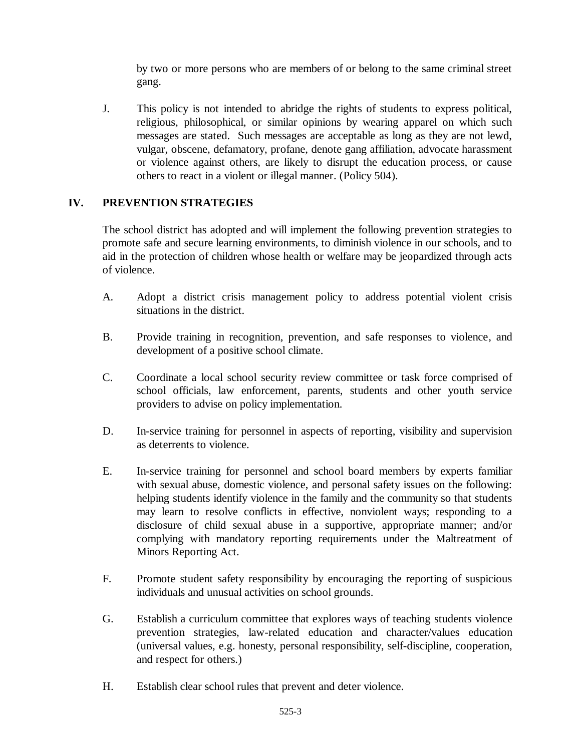by two or more persons who are members of or belong to the same criminal street gang.

J. This policy is not intended to abridge the rights of students to express political, religious, philosophical, or similar opinions by wearing apparel on which such messages are stated. Such messages are acceptable as long as they are not lewd, vulgar, obscene, defamatory, profane, denote gang affiliation, advocate harassment or violence against others, are likely to disrupt the education process, or cause others to react in a violent or illegal manner. (Policy 504).

## IV. PREVENTION STRATEGIES

The school district has adopted and will implement the following prevention strategies to promote safe and secure learning environments, to diminish violence in our schools, and to aid in the protection of children whose health or welfare may be jeopardized through acts of violence.

A. Adopt a district crisis management policy to address potential violent crisis situations in the district.

B. Provide training in recognition, prevention, and safe responses to violence, and development of a positive school climate.

C. Coordinate a local school security review committee or task force comprised of school officials, law enforcement, parents, students and other youth service providers to advise on policy implementation.

D. In-service training for personnel in aspects of reporting, visibility and supervision as deterrents to violence.

E. In-service training for personnel and school board members by experts familiar with sexual abuse, domestic violence, and personal safety issues on the following: helping students identify violence in the family and the community so that students may learn to resolve conflicts in effective, nonviolent ways; responding to a disclosure of child sexual abuse in a supportive, appropriate manner; and/or complying with mandatory reporting requirements under the Maltreatment of Minors Reporting Act.

F. Promote student safety responsibility by encouraging the reporting of suspicious individuals and unusual activities on school grounds.

G. Establish a curriculum committee that explores ways of teaching students violence prevention strategies, law-related education and character/values education (universal values, e.g. honesty, personal responsibility, self-discipline, cooperation, and respect for others.)

H. Establish clear school rules that prevent and deter violence.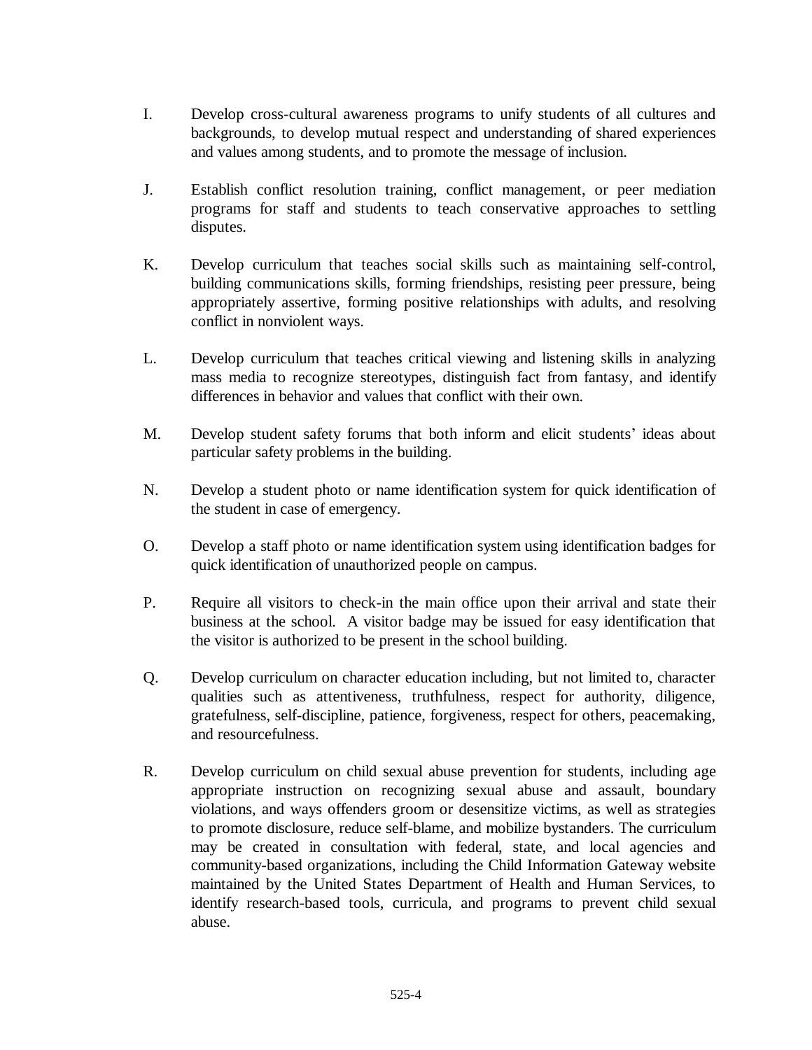I. Develop cross-cultural awareness programs to unify students of all cultures and backgrounds, to develop mutual respect and understanding of shared experiences and values among students, and to promote the message of inclusion.

J. Establish conflict resolution training, conflict management, or peer mediation programs for staff and students to teach conservative approaches to settling disputes.

K. Develop curriculum that teaches social skills such as maintaining self-control, building communications skills, forming friendships, resisting peer pressure, being appropriately assertive, forming positive relationships with adults, and resolving conflict in nonviolent ways.

L. Develop curriculum that teaches critical viewing and listening skills in analyzing mass media to recognize stereotypes, distinguish fact from fantasy, and identify differences in behavior and values that conflict with their own.

M. Develop student safety forums that both inform and elicit students' ideas about particular safety problems in the building.

N. Develop a student photo or name identification system for quick identification of the student in case of emergency.

O. Develop a staff photo or name identification system using identification badges for quick identification of unauthorized people on campus.

P. Require all visitors to check-in the main office upon their arrival and state their business at the school. A visitor badge may be issued for easy identification that the visitor is authorized to be present in the school building.

Q. Develop curriculum on character education including, but not limited to, character qualities such as attentiveness, truthfulness, respect for authority, diligence, gratefulness, self-discipline, patience, forgiveness, respect for others, peacemaking, and resourcefulness.

R. Develop curriculum on child sexual abuse prevention for students, including age appropriate instruction on recognizing sexual abuse and assault, boundary violations, and ways offenders groom or desensitize victims, as well as strategies to promote disclosure, reduce self-blame, and mobilize bystanders. The curriculum may be created in consultation with federal, state, and local agencies and community-based organizations, including the Child Information Gateway website maintained by the United States Department of Health and Human Services, to identify research-based tools, curricula, and programs to prevent child sexual abuse.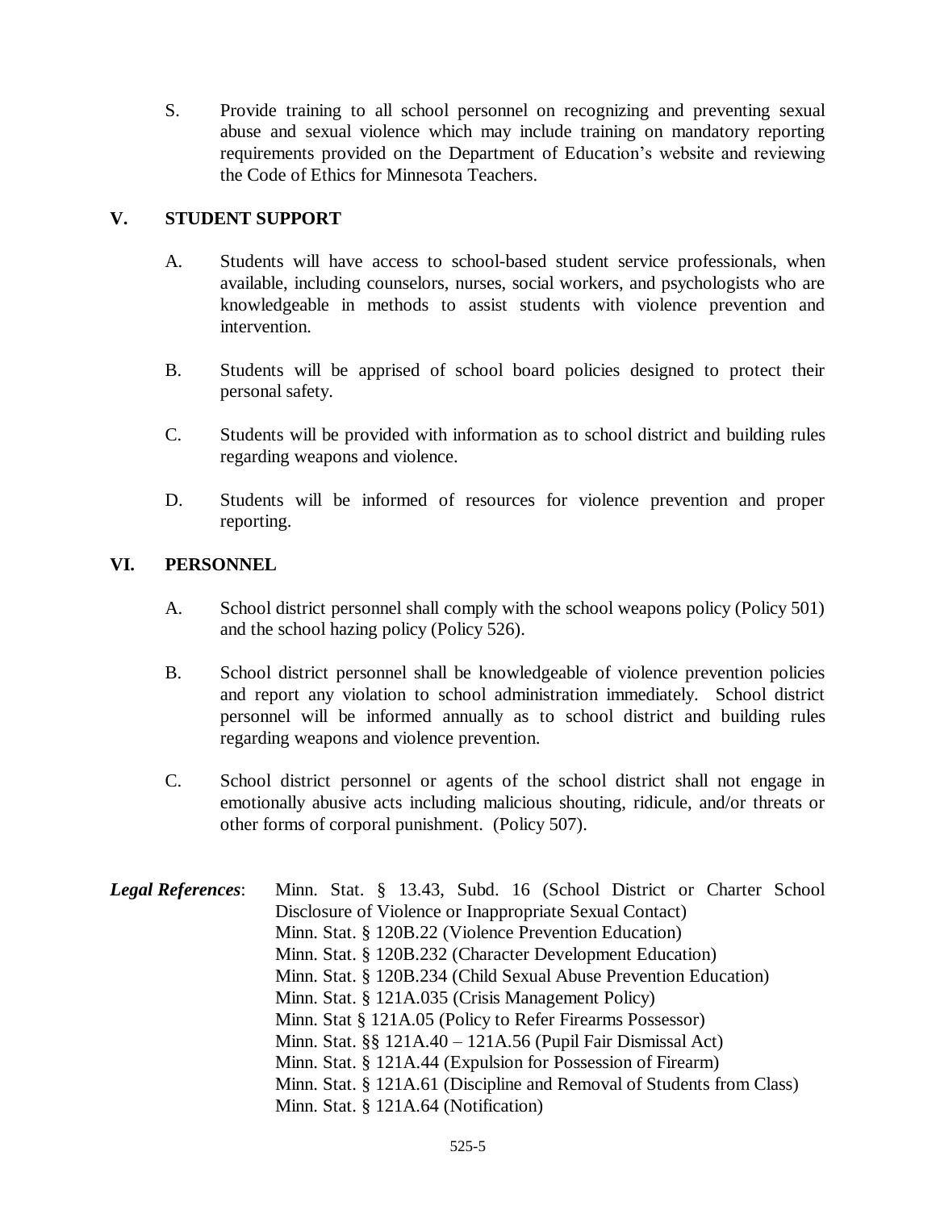S. Provide training to all school personnel on recognizing and preventing sexual abuse and sexual violence which may include training on mandatory reporting requirements provided on the Department of Education's website and reviewing the Code of Ethics for Minnesota Teachers.

## V. STUDENT SUPPORT

A. Students will have access to school-based student service professionals, when available, including counselors, nurses, social workers, and psychologists who are knowledgeable in methods to assist students with violence prevention and intervention.

B. Students will be apprised of school board policies designed to protect their personal safety.

C. Students will be provided with information as to school district and building rules regarding weapons and violence.

D. Students will be informed of resources for violence prevention and proper reporting.

## VI. PERSONNEL

A. School district personnel shall comply with the school weapons policy (Policy 501) and the school hazing policy (Policy 526).

B. School district personnel shall be knowledgeable of violence prevention policies and report any violation to school administration immediately. School district personnel will be informed annually as to school district and building rules regarding weapons and violence prevention.

C. School district personnel or agents of the school district shall not engage in emotionally abusive acts including malicious shouting, ridicule, and/or threats or other forms of corporal punishment. (Policy 507).

***Legal References***:

Minn. Stat. § 13.43, Subd. 16 (School District or Charter School Disclosure of Violence or Inappropriate Sexual Contact)
Minn. Stat. § 120B.22 (Violence Prevention Education)
Minn. Stat. § 120B.232 (Character Development Education)
Minn. Stat. § 120B.234 (Child Sexual Abuse Prevention Education)
Minn. Stat. § 121A.035 (Crisis Management Policy)
Minn. Stat § 121A.05 (Policy to Refer Firearms Possessor)
Minn. Stat. §§ 121A.40 – 121A.56 (Pupil Fair Dismissal Act)
Minn. Stat. § 121A.44 (Expulsion for Possession of Firearm)
Minn. Stat. § 121A.61 (Discipline and Removal of Students from Class)
Minn. Stat. § 121A.64 (Notification)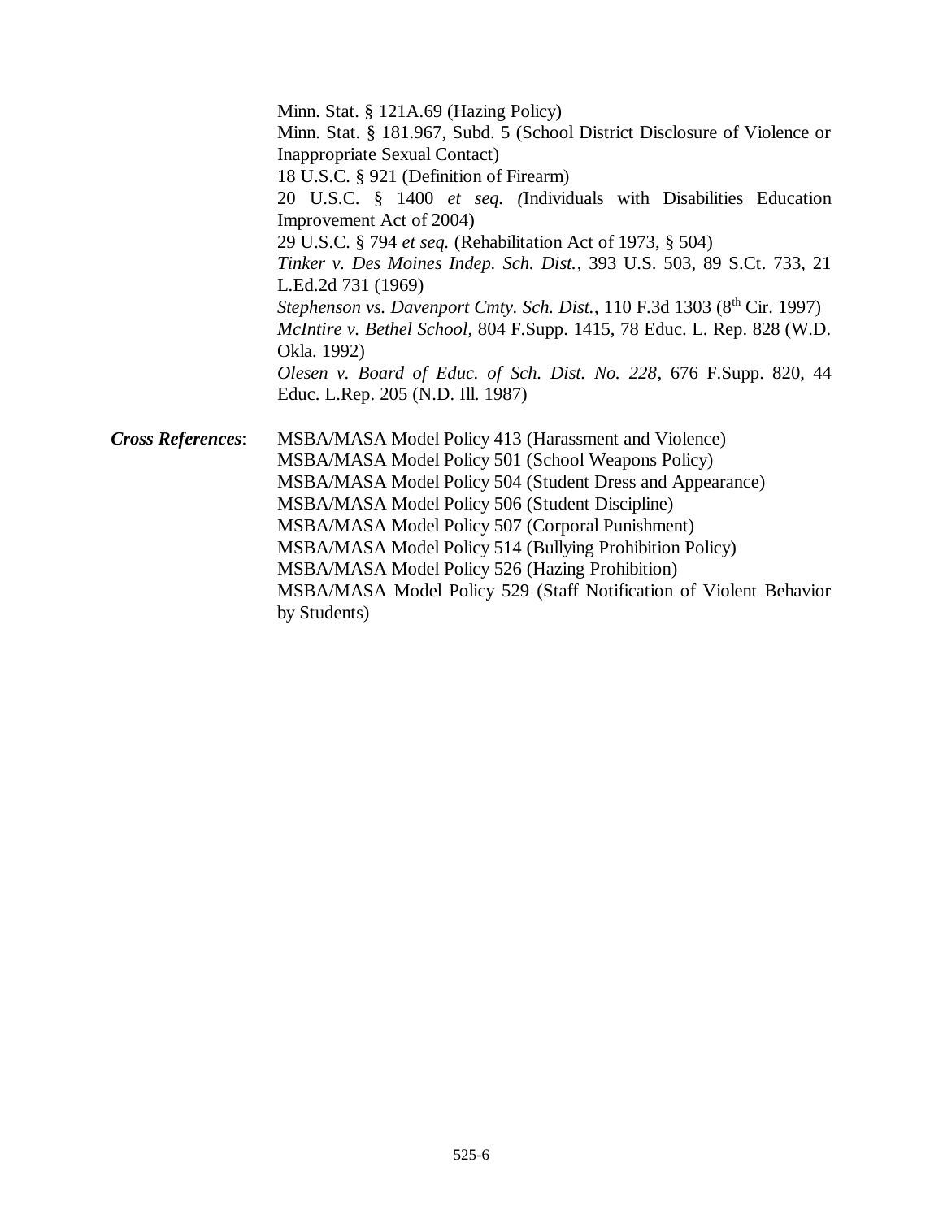Minn. Stat. § 121A.69 (Hazing Policy)
Minn. Stat. § 181.967, Subd. 5 (School District Disclosure of Violence or Inappropriate Sexual Contact)
18 U.S.C. § 921 (Definition of Firearm)
20 U.S.C. § 1400 *et seq. (*Individuals with Disabilities Education Improvement Act of 2004)
29 U.S.C. § 794 *et seq.* (Rehabilitation Act of 1973, § 504)
*Tinker v. Des Moines Indep. Sch. Dist.*, 393 U.S. 503, 89 S.Ct. 733, 21 L.Ed.2d 731 (1969)
*Stephenson vs. Davenport Cmty. Sch. Dist.*, 110 F.3d 1303 (8th Cir. 1997)
*McIntire v. Bethel School*, 804 F.Supp. 1415, 78 Educ. L. Rep. 828 (W.D. Okla. 1992)
*Olesen v. Board of Educ. of Sch. Dist. No. 228*, 676 F.Supp. 820, 44 Educ. L.Rep. 205 (N.D. Ill. 1987)

***Cross References*:**
MSBA/MASA Model Policy 413 (Harassment and Violence)
MSBA/MASA Model Policy 501 (School Weapons Policy)
MSBA/MASA Model Policy 504 (Student Dress and Appearance)
MSBA/MASA Model Policy 506 (Student Discipline)
MSBA/MASA Model Policy 507 (Corporal Punishment)
MSBA/MASA Model Policy 514 (Bullying Prohibition Policy)
MSBA/MASA Model Policy 526 (Hazing Prohibition)
MSBA/MASA Model Policy 529 (Staff Notification of Violent Behavior by Students)